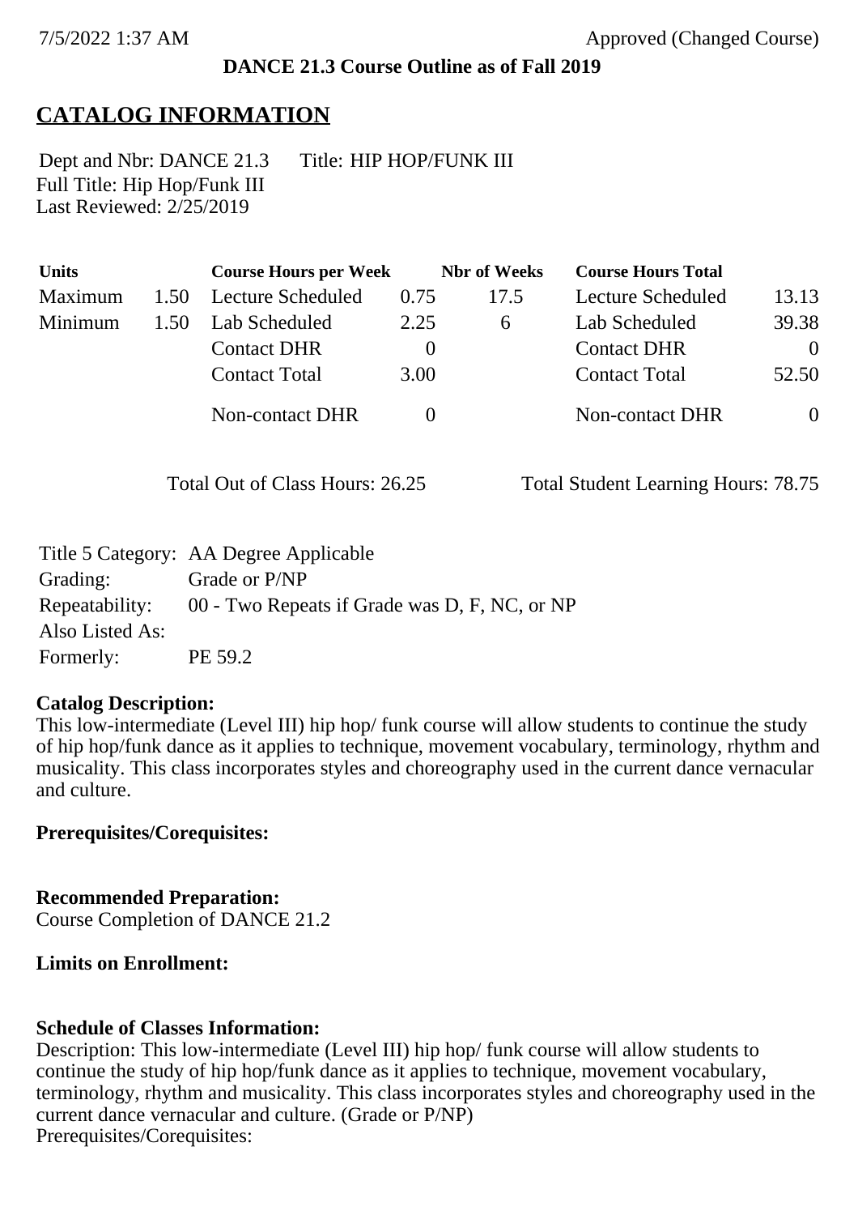**DANCE 21.3 Course Outline as of Fall 2019**

# CATALOG INFORMATION

Dept and Nbr: DANCE 21.3 Title: HIP HOP/FUNK III
Full Title: Hip Hop/Funk III
Last Reviewed: 2/25/2019

| Units | | Course Hours per Week | | Nbr of Weeks | Course Hours Total | |
|---|---|---|---|---|---|---|
| Maximum | 1.50 | Lecture Scheduled | 0.75 | 17.5 | Lecture Scheduled | 13.13 |
| Minimum | 1.50 | Lab Scheduled | 2.25 | 6 | Lab Scheduled | 39.38 |
| | | Contact DHR | 0 | | Contact DHR | 0 |
| | | Contact Total | 3.00 | | Contact Total | 52.50 |
| | | Non-contact DHR | 0 | | Non-contact DHR | 0 |

Total Out of Class Hours: 26.25 Total Student Learning Hours: 78.75

| | |
|---|---|
| Title 5 Category: | AA Degree Applicable |
| Grading: | Grade or P/NP |
| Repeatability: | 00 - Two Repeats if Grade was D, F, NC, or NP |
| Also Listed As: | |
| Formerly: | PE 59.2 |

**Catalog Description:**
This low-intermediate (Level III) hip hop/ funk course will allow students to continue the study of hip hop/funk dance as it applies to technique, movement vocabulary, terminology, rhythm and musicality. This class incorporates styles and choreography used in the current dance vernacular and culture.

**Prerequisites/Corequisites:**

**Recommended Preparation:**
Course Completion of DANCE 21.2

**Limits on Enrollment:**

**Schedule of Classes Information:**
Description: This low-intermediate (Level III) hip hop/ funk course will allow students to continue the study of hip hop/funk dance as it applies to technique, movement vocabulary, terminology, rhythm and musicality. This class incorporates styles and choreography used in the current dance vernacular and culture. (Grade or P/NP)
Prerequisites/Corequisites: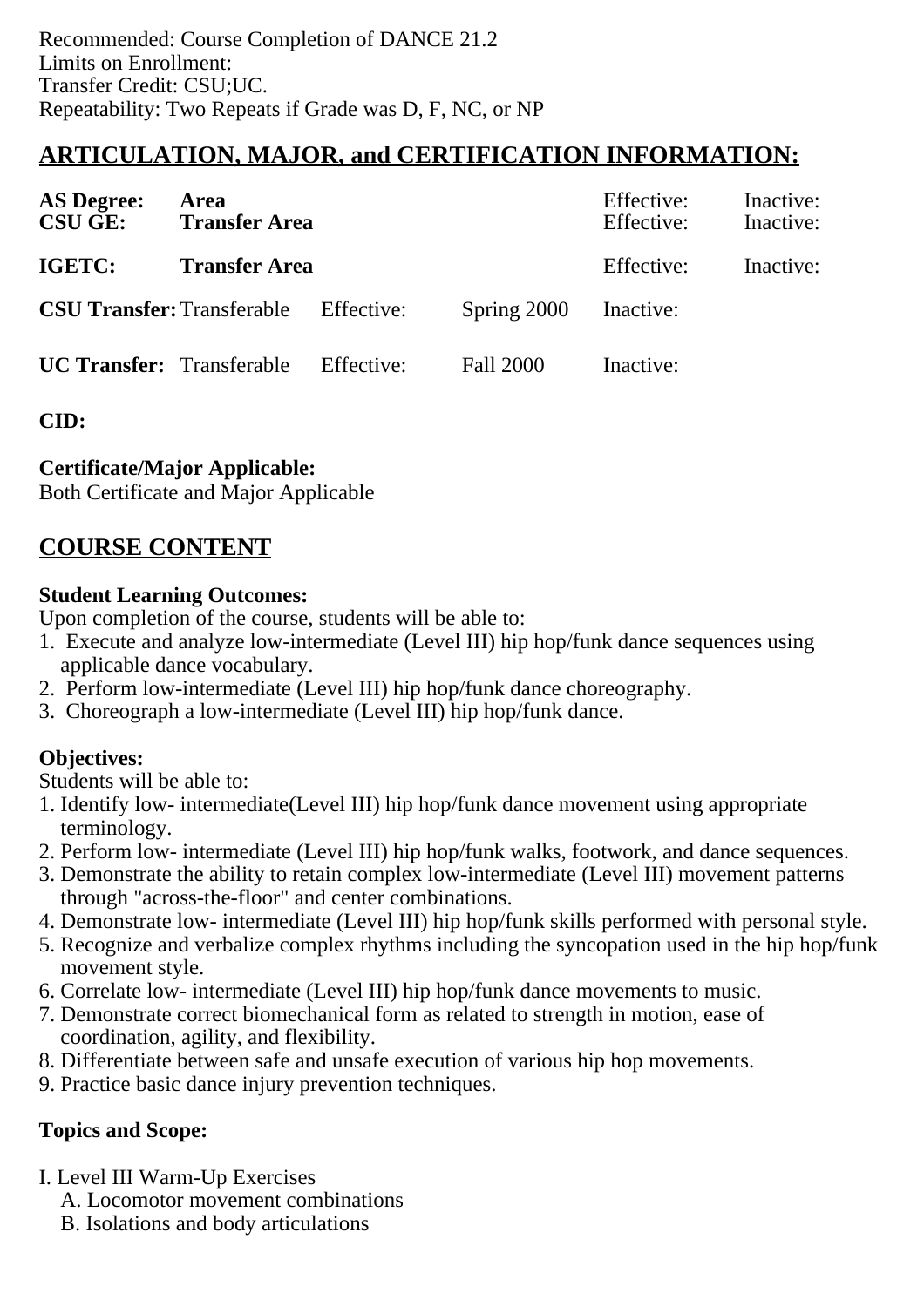Recommended: Course Completion of DANCE 21.2
Limits on Enrollment:
Transfer Credit: CSU;UC.
Repeatability: Two Repeats if Grade was D, F, NC, or NP

## ARTICULATION, MAJOR, and CERTIFICATION INFORMATION:

| | | | | | |
|---|---|---|---|---|---|
| **AS Degree:** | **Area** | | | Effective: | Inactive: |
| **CSU GE:** | **Transfer Area** | | | Effective: | Inactive: |
| **IGETC:** | **Transfer Area** | | | Effective: | Inactive: |
| **CSU Transfer:** | Transferable | Effective: | Spring 2000 | Inactive: | |
| **UC Transfer:** | Transferable | Effective: | Fall 2000 | Inactive: | |

**CID:**

**Certificate/Major Applicable:**
Both Certificate and Major Applicable

## COURSE CONTENT

**Student Learning Outcomes:**
Upon completion of the course, students will be able to:
1. Execute and analyze low-intermediate (Level III) hip hop/funk dance sequences using applicable dance vocabulary.
2. Perform low-intermediate (Level III) hip hop/funk dance choreography.
3. Choreograph a low-intermediate (Level III) hip hop/funk dance.

**Objectives:**
Students will be able to:
1. Identify low- intermediate(Level III) hip hop/funk dance movement using appropriate terminology.
2. Perform low- intermediate (Level III) hip hop/funk walks, footwork, and dance sequences.
3. Demonstrate the ability to retain complex low-intermediate (Level III) movement patterns through "across-the-floor" and center combinations.
4. Demonstrate low- intermediate (Level III) hip hop/funk skills performed with personal style.
5. Recognize and verbalize complex rhythms including the syncopation used in the hip hop/funk movement style.
6. Correlate low- intermediate (Level III) hip hop/funk dance movements to music.
7. Demonstrate correct biomechanical form as related to strength in motion, ease of coordination, agility, and flexibility.
8. Differentiate between safe and unsafe execution of various hip hop movements.
9. Practice basic dance injury prevention techniques.

**Topics and Scope:**

I. Level III Warm-Up Exercises
   A. Locomotor movement combinations
   B. Isolations and body articulations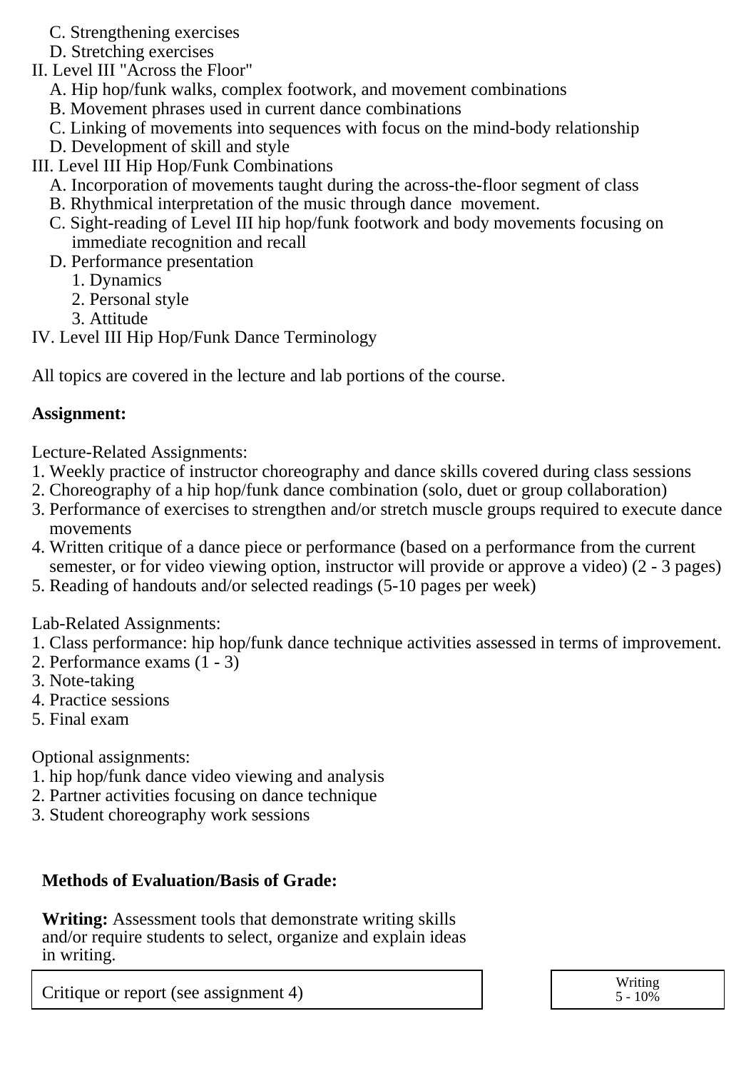C. Strengthening exercises
   D. Stretching exercises

II. Level III "Across the Floor"
   A. Hip hop/funk walks, complex footwork, and movement combinations
   B. Movement phrases used in current dance combinations
   C. Linking of movements into sequences with focus on the mind-body relationship
   D. Development of skill and style

III. Level III Hip Hop/Funk Combinations
   A. Incorporation of movements taught during the across-the-floor segment of class
   B. Rhythmical interpretation of the music through dance movement.
   C. Sight-reading of Level III hip hop/funk footwork and body movements focusing on immediate recognition and recall
   D. Performance presentation
      1. Dynamics
      2. Personal style
      3. Attitude

IV. Level III Hip Hop/Funk Dance Terminology

All topics are covered in the lecture and lab portions of the course.

**Assignment:**

Lecture-Related Assignments:
1. Weekly practice of instructor choreography and dance skills covered during class sessions
2. Choreography of a hip hop/funk dance combination (solo, duet or group collaboration)
3. Performance of exercises to strengthen and/or stretch muscle groups required to execute dance movements
4. Written critique of a dance piece or performance (based on a performance from the current semester, or for video viewing option, instructor will provide or approve a video) (2 - 3 pages)
5. Reading of handouts and/or selected readings (5-10 pages per week)

Lab-Related Assignments:
1. Class performance: hip hop/funk dance technique activities assessed in terms of improvement.
2. Performance exams (1 - 3)
3. Note-taking
4. Practice sessions
5. Final exam

Optional assignments:
1. hip hop/funk dance video viewing and analysis
2. Partner activities focusing on dance technique
3. Student choreography work sessions

**Methods of Evaluation/Basis of Grade:**

**Writing:** Assessment tools that demonstrate writing skills and/or require students to select, organize and explain ideas in writing.

| Critique or report (see assignment 4) | Writing 5 - 10% |
|---|---|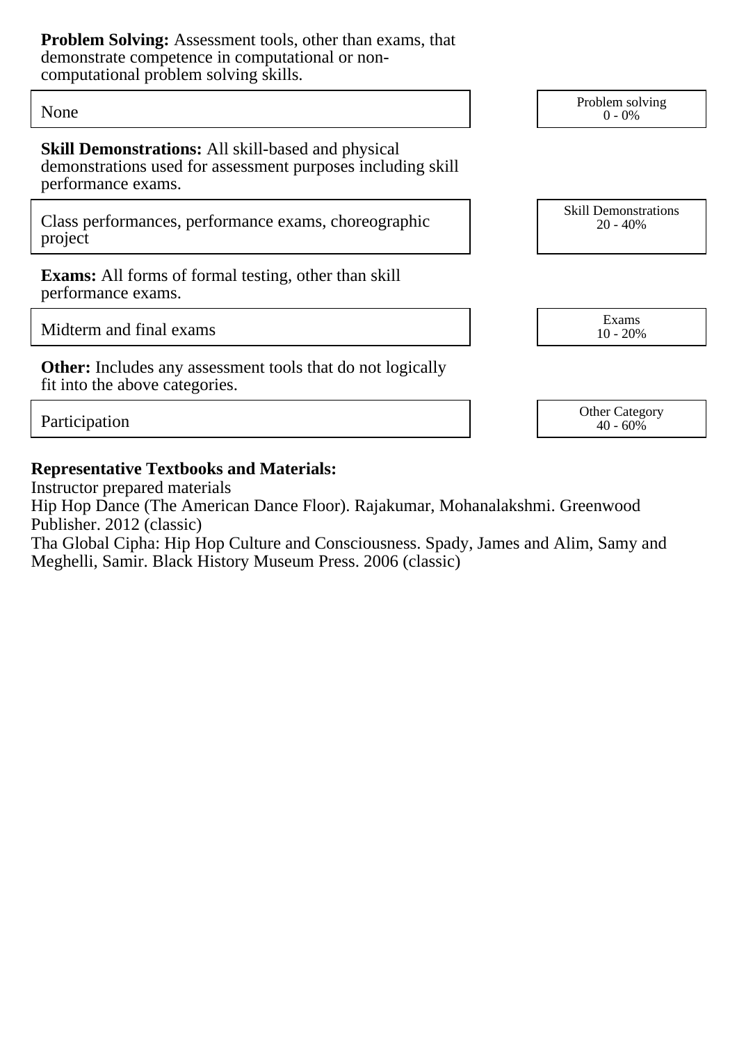**Problem Solving:** Assessment tools, other than exams, that demonstrate competence in computational or non-computational problem solving skills.

| | |
|---|---|
| None | Problem solving<br>0 - 0% |

**Skill Demonstrations:** All skill-based and physical demonstrations used for assessment purposes including skill performance exams.

| | |
|---|---|
| Class performances, performance exams, choreographic project | Skill Demonstrations<br>20 - 40% |

**Exams:** All forms of formal testing, other than skill performance exams.

| | |
|---|---|
| Midterm and final exams | Exams<br>10 - 20% |

**Other:** Includes any assessment tools that do not logically fit into the above categories.

| | |
|---|---|
| Participation | Other Category<br>40 - 60% |

**Representative Textbooks and Materials:**

Instructor prepared materials

Hip Hop Dance (The American Dance Floor). Rajakumar, Mohanalakshmi. Greenwood Publisher. 2012 (classic)

Tha Global Cipha: Hip Hop Culture and Consciousness. Spady, James and Alim, Samy and Meghelli, Samir. Black History Museum Press. 2006 (classic)